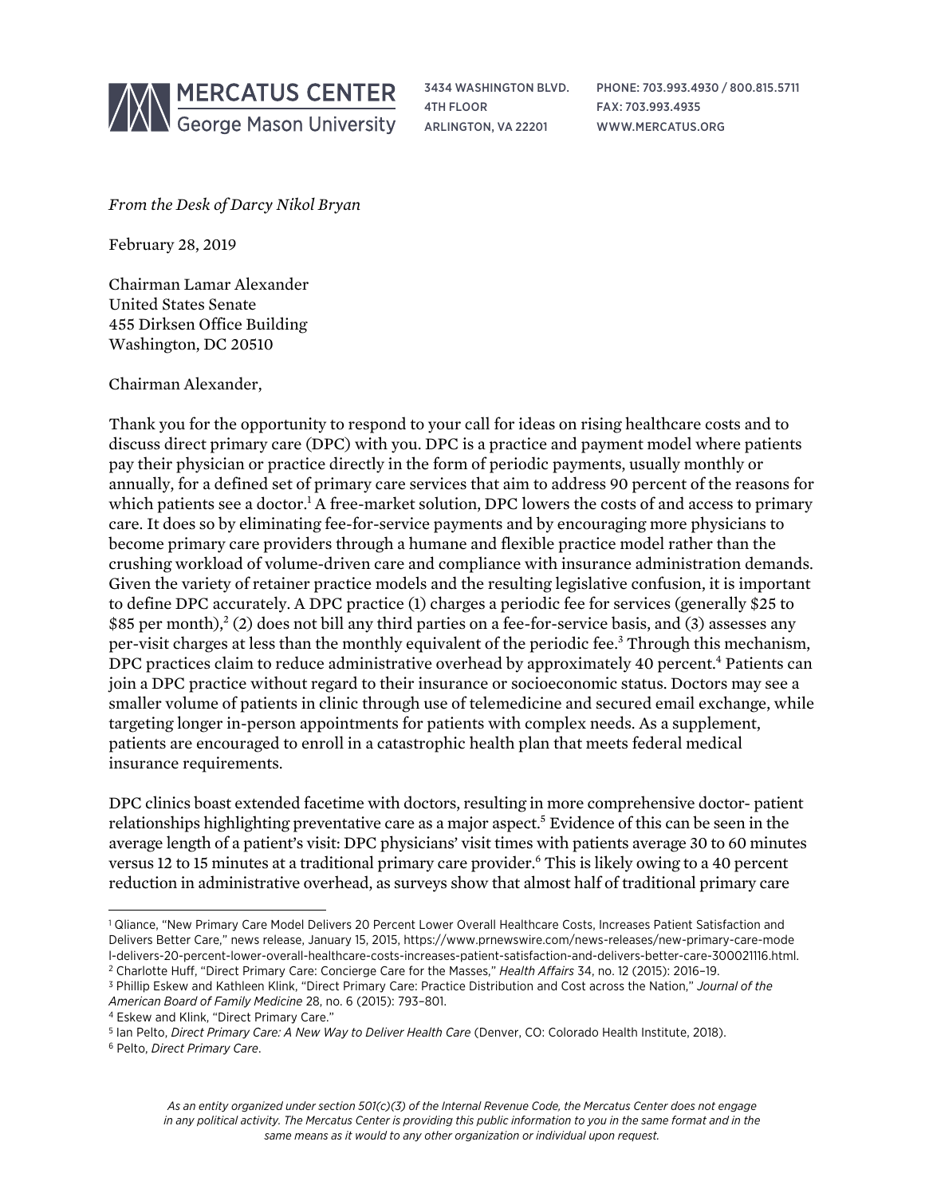MERCATUS CENTER
George Mason University

3434 WASHINGTON BLVD.
4TH FLOOR
ARLINGTON, VA 22201

PHONE: 703.993.4930 / 800.815.5711
FAX: 703.993.4935
WWW.MERCATUS.ORG

*From the Desk of Darcy Nikol Bryan*

February 28, 2019

Chairman Lamar Alexander
United States Senate
455 Dirksen Office Building
Washington, DC 20510

Chairman Alexander,

Thank you for the opportunity to respond to your call for ideas on rising healthcare costs and to discuss direct primary care (DPC) with you. DPC is a practice and payment model where patients pay their physician or practice directly in the form of periodic payments, usually monthly or annually, for a defined set of primary care services that aim to address 90 percent of the reasons for which patients see a doctor.[1] A free-market solution, DPC lowers the costs of and access to primary care. It does so by eliminating fee-for-service payments and by encouraging more physicians to become primary care providers through a humane and flexible practice model rather than the crushing workload of volume-driven care and compliance with insurance administration demands. Given the variety of retainer practice models and the resulting legislative confusion, it is important to define DPC accurately. A DPC practice (1) charges a periodic fee for services (generally $25 to $85 per month),[2] (2) does not bill any third parties on a fee-for-service basis, and (3) assesses any per-visit charges at less than the monthly equivalent of the periodic fee.[3] Through this mechanism, DPC practices claim to reduce administrative overhead by approximately 40 percent.[4] Patients can join a DPC practice without regard to their insurance or socioeconomic status. Doctors may see a smaller volume of patients in clinic through use of telemedicine and secured email exchange, while targeting longer in-person appointments for patients with complex needs. As a supplement, patients are encouraged to enroll in a catastrophic health plan that meets federal medical insurance requirements.

DPC clinics boast extended facetime with doctors, resulting in more comprehensive doctor- patient relationships highlighting preventative care as a major aspect.[5] Evidence of this can be seen in the average length of a patient's visit: DPC physicians' visit times with patients average 30 to 60 minutes versus 12 to 15 minutes at a traditional primary care provider.[6] This is likely owing to a 40 percent reduction in administrative overhead, as surveys show that almost half of traditional primary care

---

[1] Qliance, "New Primary Care Model Delivers 20 Percent Lower Overall Healthcare Costs, Increases Patient Satisfaction and Delivers Better Care," news release, January 15, 2015, https://www.prnewswire.com/news-releases/new-primary-care-model-delivers-20-percent-lower-overall-healthcare-costs-increases-patient-satisfaction-and-delivers-better-care-300021116.html.

[2] Charlotte Huff, "Direct Primary Care: Concierge Care for the Masses," *Health Affairs* 34, no. 12 (2015): 2016–19.

[3] Phillip Eskew and Kathleen Klink, "Direct Primary Care: Practice Distribution and Cost across the Nation," *Journal of the American Board of Family Medicine* 28, no. 6 (2015): 793–801.

[4] Eskew and Klink, "Direct Primary Care."

[5] Ian Pelto, *Direct Primary Care: A New Way to Deliver Health Care* (Denver, CO: Colorado Health Institute, 2018).

[6] Pelto, *Direct Primary Care*.

*As an entity organized under section 501(c)(3) of the Internal Revenue Code, the Mercatus Center does not engage in any political activity. The Mercatus Center is providing this public information to you in the same format and in the same means as it would to any other organization or individual upon request.*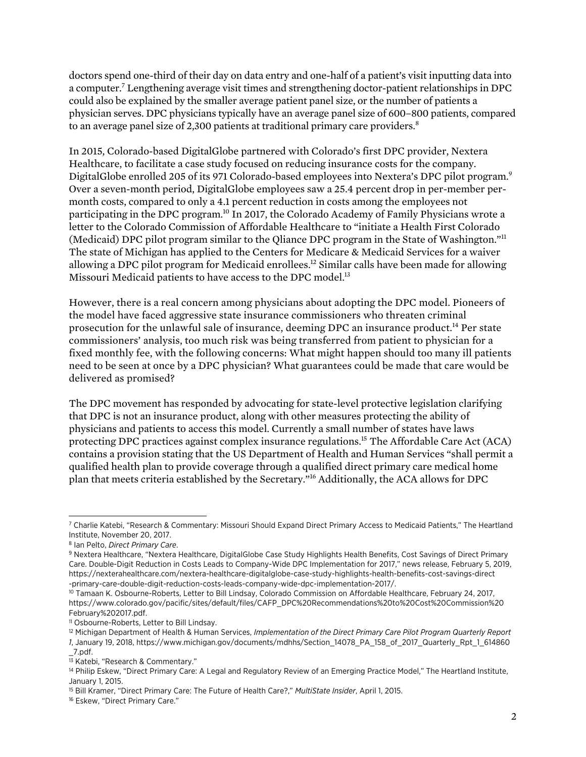doctors spend one-third of their day on data entry and one-half of a patient's visit inputting data into a computer.[7] Lengthening average visit times and strengthening doctor-patient relationships in DPC could also be explained by the smaller average patient panel size, or the number of patients a physician serves. DPC physicians typically have an average panel size of 600–800 patients, compared to an average panel size of 2,300 patients at traditional primary care providers.[8]

In 2015, Colorado-based DigitalGlobe partnered with Colorado's first DPC provider, Nextera Healthcare, to facilitate a case study focused on reducing insurance costs for the company. DigitalGlobe enrolled 205 of its 971 Colorado-based employees into Nextera's DPC pilot program.[9] Over a seven-month period, DigitalGlobe employees saw a 25.4 percent drop in per-member per-month costs, compared to only a 4.1 percent reduction in costs among the employees not participating in the DPC program.[10] In 2017, the Colorado Academy of Family Physicians wrote a letter to the Colorado Commission of Affordable Healthcare to "initiate a Health First Colorado (Medicaid) DPC pilot program similar to the Qliance DPC program in the State of Washington."[11] The state of Michigan has applied to the Centers for Medicare & Medicaid Services for a waiver allowing a DPC pilot program for Medicaid enrollees.[12] Similar calls have been made for allowing Missouri Medicaid patients to have access to the DPC model.[13]

However, there is a real concern among physicians about adopting the DPC model. Pioneers of the model have faced aggressive state insurance commissioners who threaten criminal prosecution for the unlawful sale of insurance, deeming DPC an insurance product.[14] Per state commissioners' analysis, too much risk was being transferred from patient to physician for a fixed monthly fee, with the following concerns: What might happen should too many ill patients need to be seen at once by a DPC physician? What guarantees could be made that care would be delivered as promised?

The DPC movement has responded by advocating for state-level protective legislation clarifying that DPC is not an insurance product, along with other measures protecting the ability of physicians and patients to access this model. Currently a small number of states have laws protecting DPC practices against complex insurance regulations.[15] The Affordable Care Act (ACA) contains a provision stating that the US Department of Health and Human Services "shall permit a qualified health plan to provide coverage through a qualified direct primary care medical home plan that meets criteria established by the Secretary."[16] Additionally, the ACA allows for DPC

---

[7] Charlie Katebi, "Research & Commentary: Missouri Should Expand Direct Primary Access to Medicaid Patients," The Heartland Institute, November 20, 2017.

[8] Ian Pelto, *Direct Primary Care*.

[9] Nextera Healthcare, "Nextera Healthcare, DigitalGlobe Case Study Highlights Health Benefits, Cost Savings of Direct Primary Care. Double-Digit Reduction in Costs Leads to Company-Wide DPC Implementation for 2017," news release, February 5, 2019, https://nexterahealthcare.com/nextera-healthcare-digitalglobe-case-study-highlights-health-benefits-cost-savings-direct-primary-care-double-digit-reduction-costs-leads-company-wide-dpc-implementation-2017/.

[10] Tamaan K. Osbourne-Roberts, Letter to Bill Lindsay, Colorado Commission on Affordable Healthcare, February 24, 2017, https://www.colorado.gov/pacific/sites/default/files/CAFP_DPC%20Recommendations%20to%20Cost%20Commission%20February%202017.pdf.

[11] Osbourne-Roberts, Letter to Bill Lindsay.

[12] Michigan Department of Health & Human Services, *Implementation of the Direct Primary Care Pilot Program Quarterly Report 1*, January 19, 2018, https://www.michigan.gov/documents/mdhhs/Section_14078_PA_158_of_2017_Quarterly_Rpt_1_614860_7.pdf.

[13] Katebi, "Research & Commentary."

[14] Philip Eskew, "Direct Primary Care: A Legal and Regulatory Review of an Emerging Practice Model," The Heartland Institute, January 1, 2015.

[15] Bill Kramer, "Direct Primary Care: The Future of Health Care?," *MultiState Insider*, April 1, 2015.

[16] Eskew, "Direct Primary Care."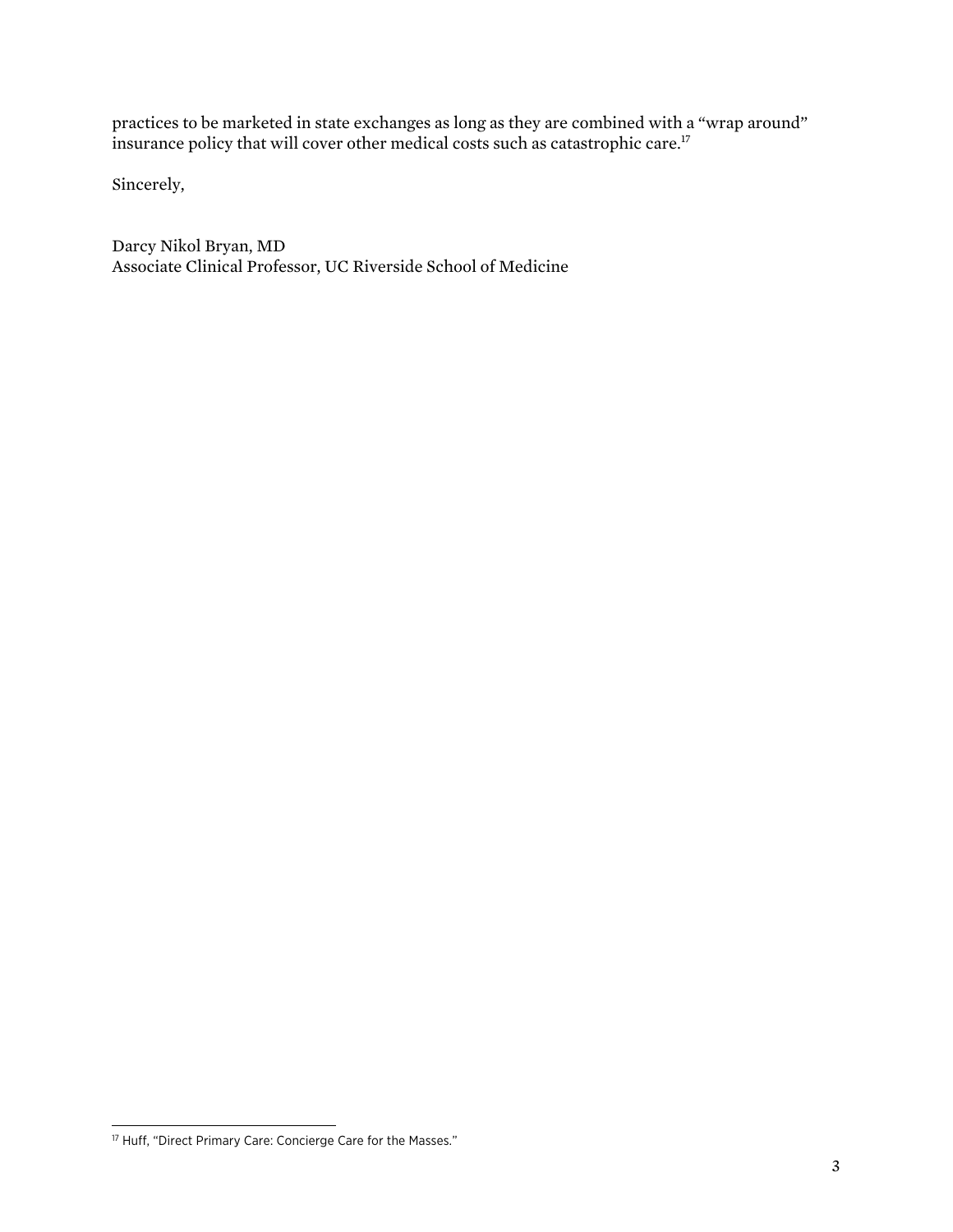practices to be marketed in state exchanges as long as they are combined with a "wrap around" insurance policy that will cover other medical costs such as catastrophic care.[17]

Sincerely,

Darcy Nikol Bryan, MD
Associate Clinical Professor, UC Riverside School of Medicine

---

[17] Huff, "Direct Primary Care: Concierge Care for the Masses."